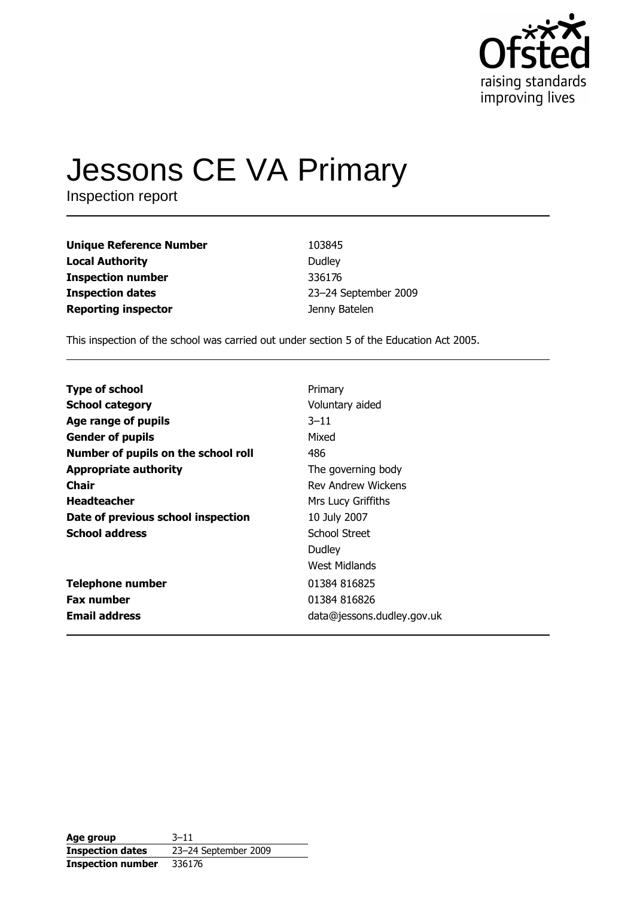Ofsted
raising standards
improving lives

# Jessons CE VA Primary

Inspection report

| | |
|---|---|
| **Unique Reference Number** | 103845 |
| **Local Authority** | Dudley |
| **Inspection number** | 336176 |
| **Inspection dates** | 23–24 September 2009 |
| **Reporting inspector** | Jenny Batelen |

This inspection of the school was carried out under section 5 of the Education Act 2005.

| | |
|---|---|
| **Type of school** | Primary |
| **School category** | Voluntary aided |
| **Age range of pupils** | 3–11 |
| **Gender of pupils** | Mixed |
| **Number of pupils on the school roll** | 486 |
| **Appropriate authority** | The governing body |
| **Chair** | Rev Andrew Wickens |
| **Headteacher** | Mrs Lucy Griffiths |
| **Date of previous school inspection** | 10 July 2007 |
| **School address** | School Street<br>Dudley<br>West Midlands |
| **Telephone number** | 01384 816825 |
| **Fax number** | 01384 816826 |
| **Email address** | data@jessons.dudley.gov.uk |

| | |
|---|---|
| **Age group** | 3–11 |
| **Inspection dates** | 23–24 September 2009 |
| **Inspection number** | 336176 |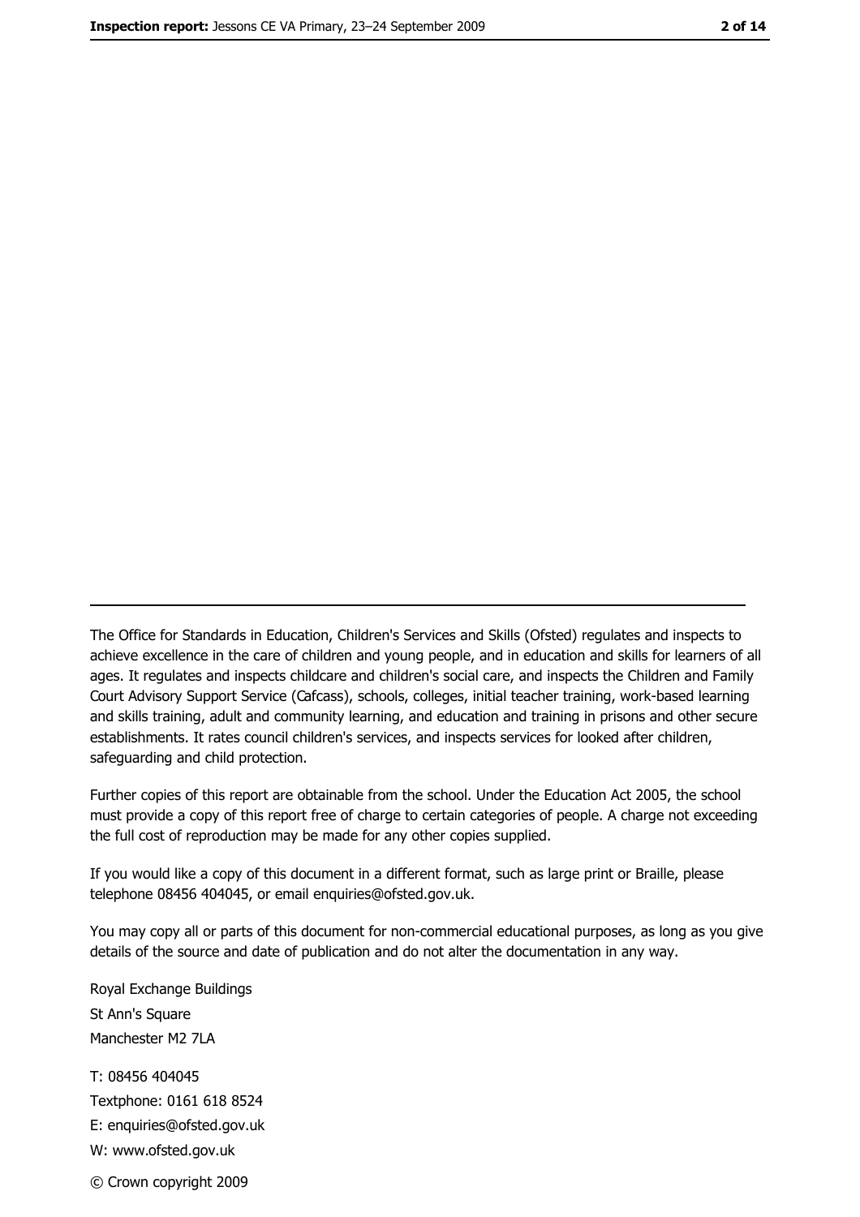The Office for Standards in Education, Children's Services and Skills (Ofsted) regulates and inspects to achieve excellence in the care of children and young people, and in education and skills for learners of all ages. It regulates and inspects childcare and children's social care, and inspects the Children and Family Court Advisory Support Service (Cafcass), schools, colleges, initial teacher training, work-based learning and skills training, adult and community learning, and education and training in prisons and other secure establishments. It rates council children's services, and inspects services for looked after children, safeguarding and child protection.

Further copies of this report are obtainable from the school. Under the Education Act 2005, the school must provide a copy of this report free of charge to certain categories of people. A charge not exceeding the full cost of reproduction may be made for any other copies supplied.

If you would like a copy of this document in a different format, such as large print or Braille, please telephone 08456 404045, or email enquiries@ofsted.gov.uk.

You may copy all or parts of this document for non-commercial educational purposes, as long as you give details of the source and date of publication and do not alter the documentation in any way.

Royal Exchange Buildings
St Ann's Square
Manchester M2 7LA

T: 08456 404045
Textphone: 0161 618 8524
E: enquiries@ofsted.gov.uk
W: www.ofsted.gov.uk

© Crown copyright 2009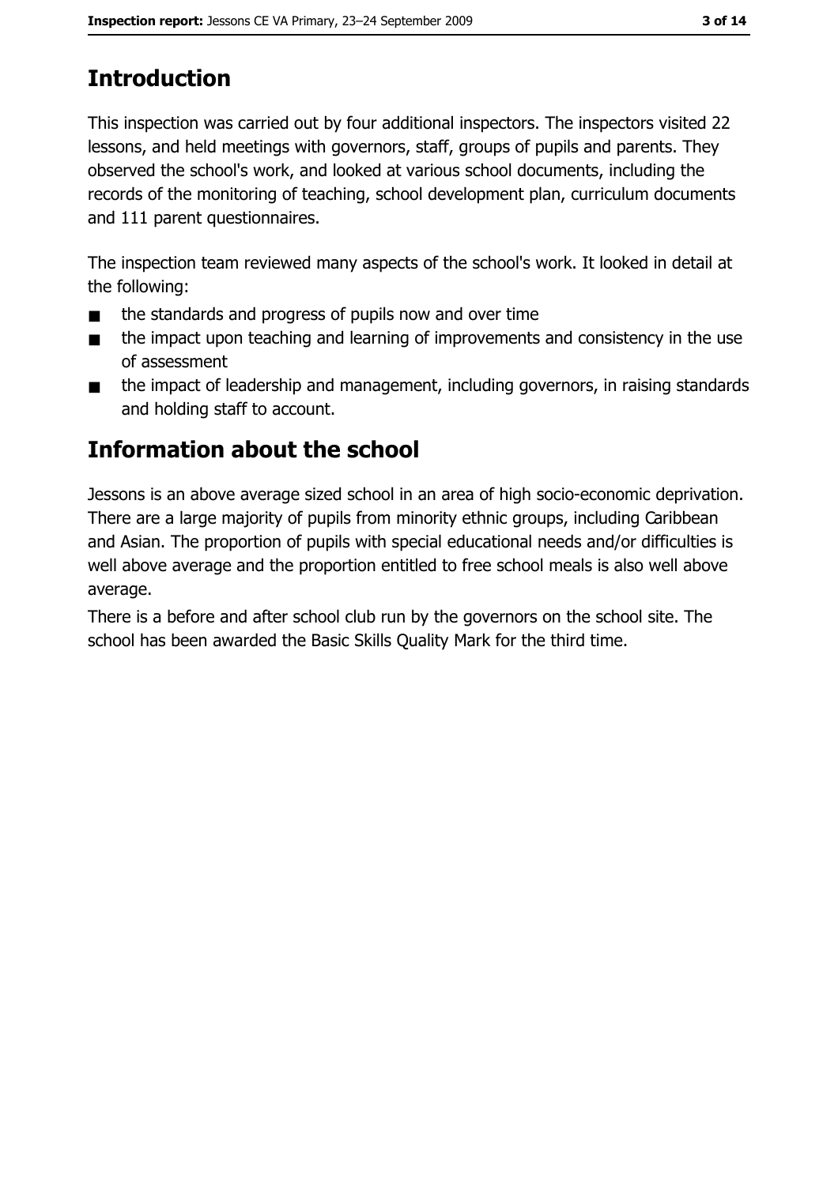# Introduction

This inspection was carried out by four additional inspectors. The inspectors visited 22 lessons, and held meetings with governors, staff, groups of pupils and parents. They observed the school's work, and looked at various school documents, including the records of the monitoring of teaching, school development plan, curriculum documents and 111 parent questionnaires.

The inspection team reviewed many aspects of the school's work. It looked in detail at the following:

- the standards and progress of pupils now and over time
- the impact upon teaching and learning of improvements and consistency in the use of assessment
- the impact of leadership and management, including governors, in raising standards and holding staff to account.

# Information about the school

Jessons is an above average sized school in an area of high socio-economic deprivation. There are a large majority of pupils from minority ethnic groups, including Caribbean and Asian. The proportion of pupils with special educational needs and/or difficulties is well above average and the proportion entitled to free school meals is also well above average.

There is a before and after school club run by the governors on the school site. The school has been awarded the Basic Skills Quality Mark for the third time.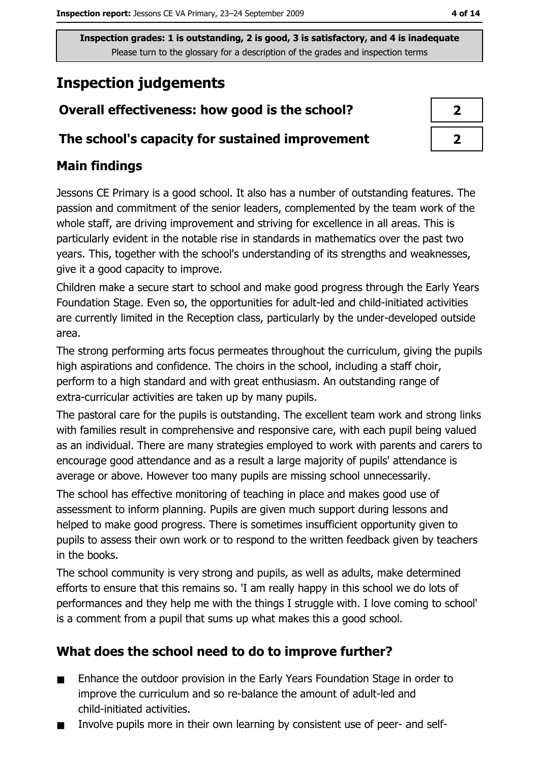**Inspection grades: 1 is outstanding, 2 is good, 3 is satisfactory, and 4 is inadequate**
Please turn to the glossary for a description of the grades and inspection terms

# Inspection judgements

| Overall effectiveness: how good is the school? | 2 |
|---|---|
| The school's capacity for sustained improvement | 2 |

## Main findings

Jessons CE Primary is a good school. It also has a number of outstanding features. The passion and commitment of the senior leaders, complemented by the team work of the whole staff, are driving improvement and striving for excellence in all areas. This is particularly evident in the notable rise in standards in mathematics over the past two years. This, together with the school's understanding of its strengths and weaknesses, give it a good capacity to improve.

Children make a secure start to school and make good progress through the Early Years Foundation Stage. Even so, the opportunities for adult-led and child-initiated activities are currently limited in the Reception class, particularly by the under-developed outside area.

The strong performing arts focus permeates throughout the curriculum, giving the pupils high aspirations and confidence. The choirs in the school, including a staff choir, perform to a high standard and with great enthusiasm. An outstanding range of extra-curricular activities are taken up by many pupils.

The pastoral care for the pupils is outstanding. The excellent team work and strong links with families result in comprehensive and responsive care, with each pupil being valued as an individual. There are many strategies employed to work with parents and carers to encourage good attendance and as a result a large majority of pupils' attendance is average or above. However too many pupils are missing school unnecessarily.

The school has effective monitoring of teaching in place and makes good use of assessment to inform planning. Pupils are given much support during lessons and helped to make good progress. There is sometimes insufficient opportunity given to pupils to assess their own work or to respond to the written feedback given by teachers in the books.

The school community is very strong and pupils, as well as adults, make determined efforts to ensure that this remains so. 'I am really happy in this school we do lots of performances and they help me with the things I struggle with. I love coming to school' is a comment from a pupil that sums up what makes this a good school.

## What does the school need to do to improve further?

- Enhance the outdoor provision in the Early Years Foundation Stage in order to improve the curriculum and so re-balance the amount of adult-led and child-initiated activities.
- Involve pupils more in their own learning by consistent use of peer- and self-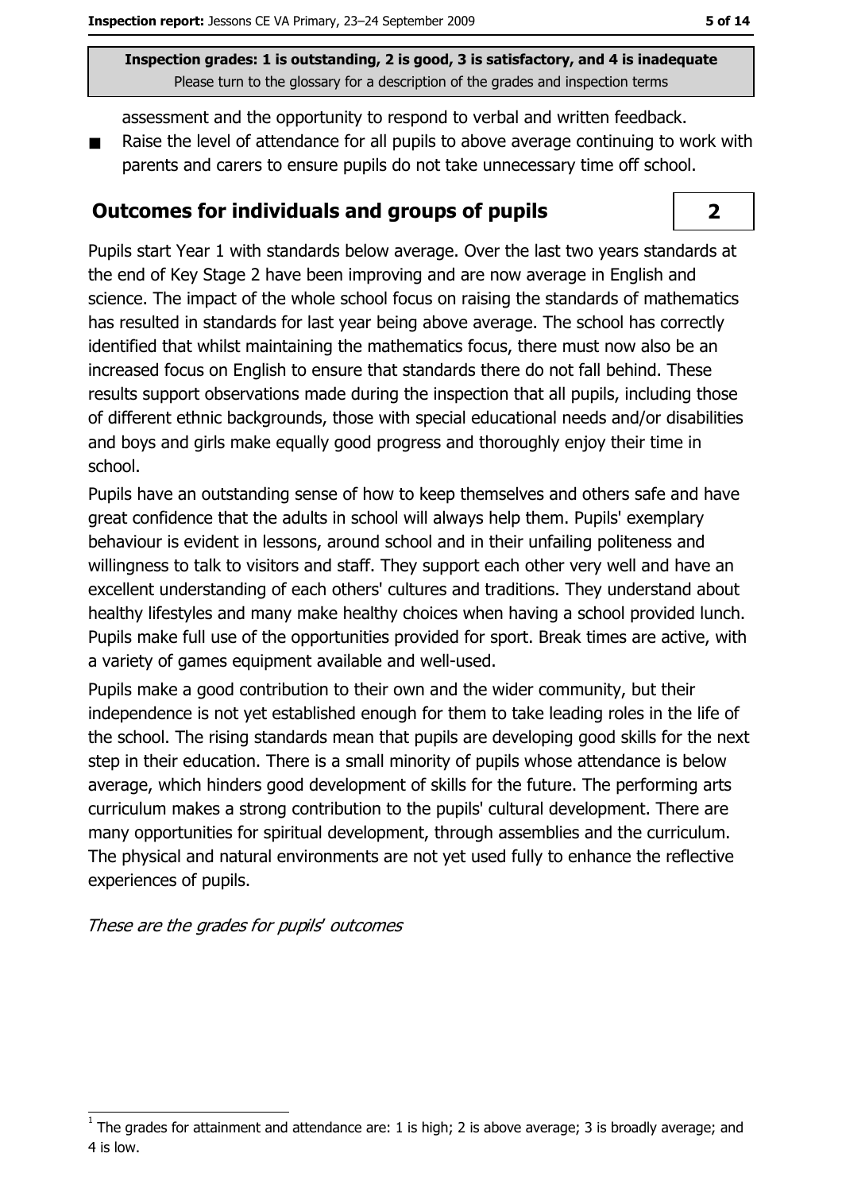assessment and the opportunity to respond to verbal and written feedback.

- Raise the level of attendance for all pupils to above average continuing to work with parents and carers to ensure pupils do not take unnecessary time off school.

## Outcomes for individuals and groups of pupils

**2**

Pupils start Year 1 with standards below average. Over the last two years standards at the end of Key Stage 2 have been improving and are now average in English and science. The impact of the whole school focus on raising the standards of mathematics has resulted in standards for last year being above average. The school has correctly identified that whilst maintaining the mathematics focus, there must now also be an increased focus on English to ensure that standards there do not fall behind. These results support observations made during the inspection that all pupils, including those of different ethnic backgrounds, those with special educational needs and/or disabilities and boys and girls make equally good progress and thoroughly enjoy their time in school.

Pupils have an outstanding sense of how to keep themselves and others safe and have great confidence that the adults in school will always help them. Pupils' exemplary behaviour is evident in lessons, around school and in their unfailing politeness and willingness to talk to visitors and staff. They support each other very well and have an excellent understanding of each others' cultures and traditions. They understand about healthy lifestyles and many make healthy choices when having a school provided lunch. Pupils make full use of the opportunities provided for sport. Break times are active, with a variety of games equipment available and well-used.

Pupils make a good contribution to their own and the wider community, but their independence is not yet established enough for them to take leading roles in the life of the school. The rising standards mean that pupils are developing good skills for the next step in their education. There is a small minority of pupils whose attendance is below average, which hinders good development of skills for the future. The performing arts curriculum makes a strong contribution to the pupils' cultural development. There are many opportunities for spiritual development, through assemblies and the curriculum. The physical and natural environments are not yet used fully to enhance the reflective experiences of pupils.

*These are the grades for pupils' outcomes*

[1] The grades for attainment and attendance are: 1 is high; 2 is above average; 3 is broadly average; and 4 is low.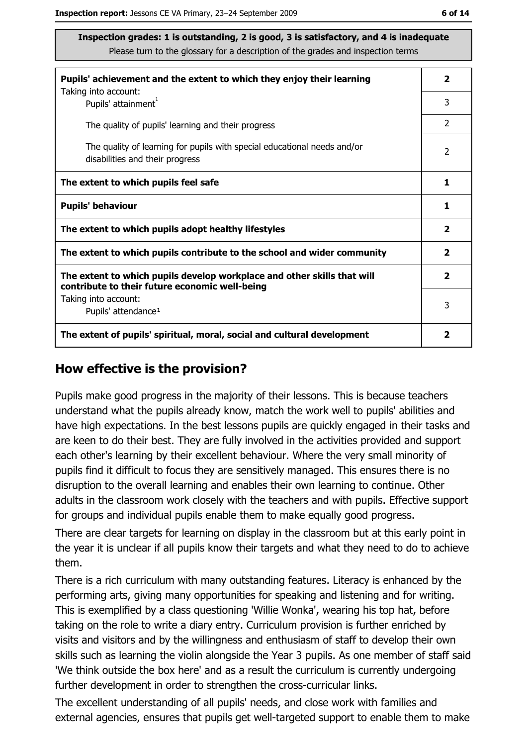**Inspection grades: 1 is outstanding, 2 is good, 3 is satisfactory, and 4 is inadequate**
Please turn to the glossary for a description of the grades and inspection terms

| | |
|---|---|
| **Pupils' achievement and the extent to which they enjoy their learning** | **2** |
| Taking into account: Pupils' attainment[1] | 3 |
| The quality of pupils' learning and their progress | 2 |
| The quality of learning for pupils with special educational needs and/or disabilities and their progress | 2 |
| **The extent to which pupils feel safe** | **1** |
| **Pupils' behaviour** | **1** |
| **The extent to which pupils adopt healthy lifestyles** | **2** |
| **The extent to which pupils contribute to the school and wider community** | **2** |
| **The extent to which pupils develop workplace and other skills that will contribute to their future economic well-being** | **2** |
| Taking into account: Pupils' attendance[1] | 3 |
| **The extent of pupils' spiritual, moral, social and cultural development** | **2** |

## How effective is the provision?

Pupils make good progress in the majority of their lessons. This is because teachers understand what the pupils already know, match the work well to pupils' abilities and have high expectations. In the best lessons pupils are quickly engaged in their tasks and are keen to do their best. They are fully involved in the activities provided and support each other's learning by their excellent behaviour. Where the very small minority of pupils find it difficult to focus they are sensitively managed. This ensures there is no disruption to the overall learning and enables their own learning to continue. Other adults in the classroom work closely with the teachers and with pupils. Effective support for groups and individual pupils enable them to make equally good progress.

There are clear targets for learning on display in the classroom but at this early point in the year it is unclear if all pupils know their targets and what they need to do to achieve them.

There is a rich curriculum with many outstanding features. Literacy is enhanced by the performing arts, giving many opportunities for speaking and listening and for writing. This is exemplified by a class questioning 'Willie Wonka', wearing his top hat, before taking on the role to write a diary entry. Curriculum provision is further enriched by visits and visitors and by the willingness and enthusiasm of staff to develop their own skills such as learning the violin alongside the Year 3 pupils. As one member of staff said 'We think outside the box here' and as a result the curriculum is currently undergoing further development in order to strengthen the cross-curricular links.

The excellent understanding of all pupils' needs, and close work with families and external agencies, ensures that pupils get well-targeted support to enable them to make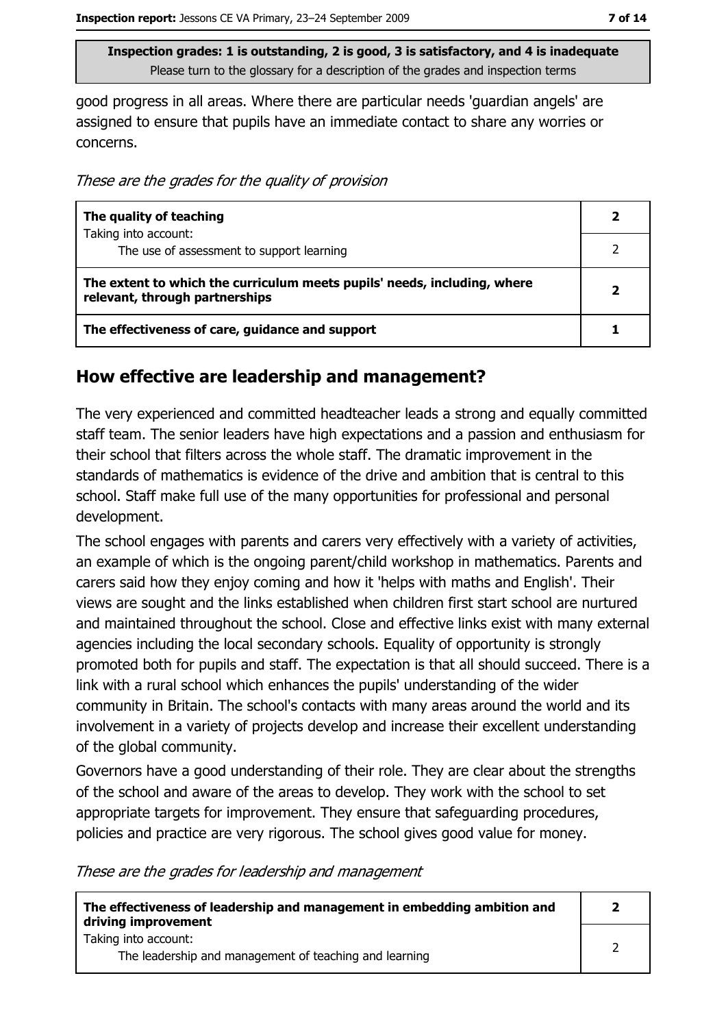good progress in all areas. Where there are particular needs 'guardian angels' are assigned to ensure that pupils have an immediate contact to share any worries or concerns.

*These are the grades for the quality of provision*

| | |
|---|---|
| **The quality of teaching**<br>Taking into account: | **2** |
| The use of assessment to support learning | 2 |
| **The extent to which the curriculum meets pupils' needs, including, where relevant, through partnerships** | **2** |
| **The effectiveness of care, guidance and support** | **1** |

## How effective are leadership and management?

The very experienced and committed headteacher leads a strong and equally committed staff team. The senior leaders have high expectations and a passion and enthusiasm for their school that filters across the whole staff. The dramatic improvement in the standards of mathematics is evidence of the drive and ambition that is central to this school. Staff make full use of the many opportunities for professional and personal development.

The school engages with parents and carers very effectively with a variety of activities, an example of which is the ongoing parent/child workshop in mathematics. Parents and carers said how they enjoy coming and how it 'helps with maths and English'. Their views are sought and the links established when children first start school are nurtured and maintained throughout the school. Close and effective links exist with many external agencies including the local secondary schools. Equality of opportunity is strongly promoted both for pupils and staff. The expectation is that all should succeed. There is a link with a rural school which enhances the pupils' understanding of the wider community in Britain. The school's contacts with many areas around the world and its involvement in a variety of projects develop and increase their excellent understanding of the global community.

Governors have a good understanding of their role. They are clear about the strengths of the school and aware of the areas to develop. They work with the school to set appropriate targets for improvement. They ensure that safeguarding procedures, policies and practice are very rigorous. The school gives good value for money.

*These are the grades for leadership and management*

| | |
|---|---|
| **The effectiveness of leadership and management in embedding ambition and driving improvement** | **2** |
| Taking into account:<br>The leadership and management of teaching and learning | 2 |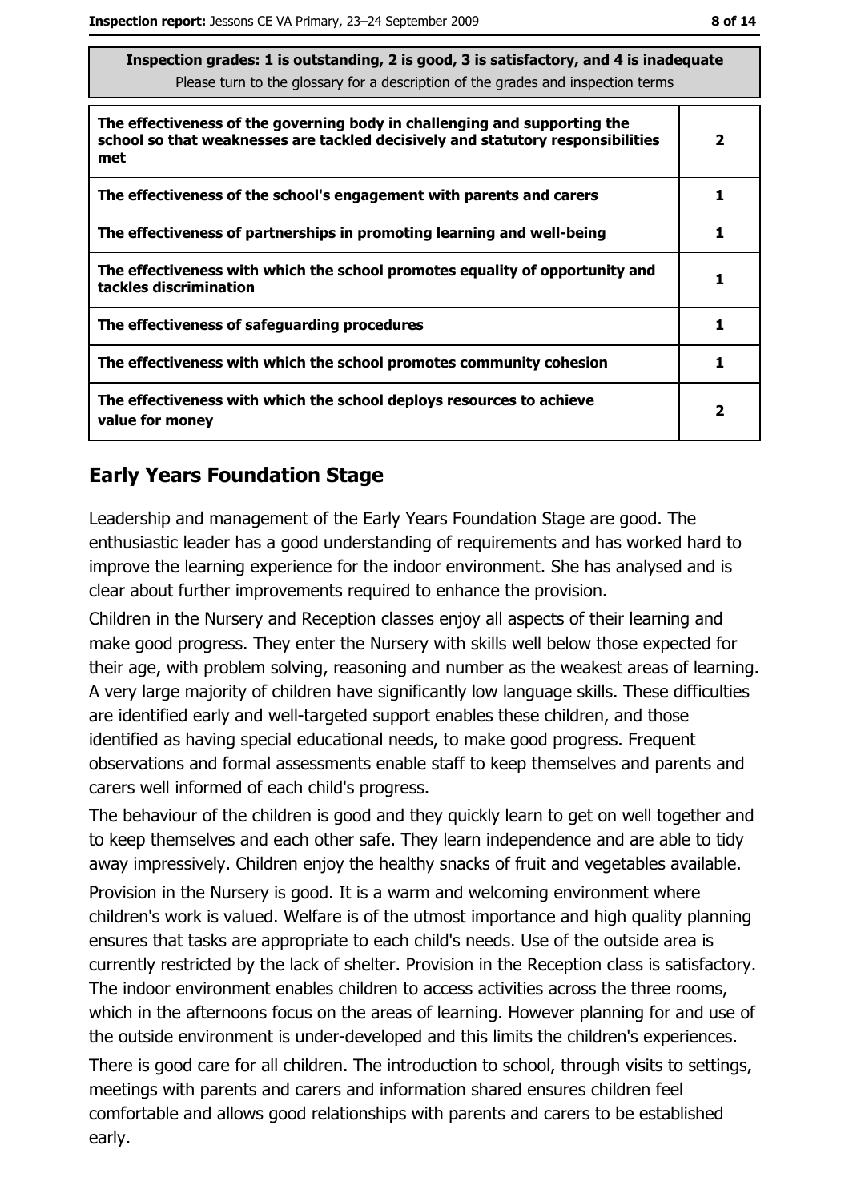| Inspection grades: 1 is outstanding, 2 is good, 3 is satisfactory, and 4 is inadequate<br>Please turn to the glossary for a description of the grades and inspection terms | |
|---|---|
| **The effectiveness of the governing body in challenging and supporting the school so that weaknesses are tackled decisively and statutory responsibilities met** | **2** |
| **The effectiveness of the school's engagement with parents and carers** | **1** |
| **The effectiveness of partnerships in promoting learning and well-being** | **1** |
| **The effectiveness with which the school promotes equality of opportunity and tackles discrimination** | **1** |
| **The effectiveness of safeguarding procedures** | **1** |
| **The effectiveness with which the school promotes community cohesion** | **1** |
| **The effectiveness with which the school deploys resources to achieve value for money** | **2** |

## Early Years Foundation Stage

Leadership and management of the Early Years Foundation Stage are good. The enthusiastic leader has a good understanding of requirements and has worked hard to improve the learning experience for the indoor environment. She has analysed and is clear about further improvements required to enhance the provision.

Children in the Nursery and Reception classes enjoy all aspects of their learning and make good progress. They enter the Nursery with skills well below those expected for their age, with problem solving, reasoning and number as the weakest areas of learning. A very large majority of children have significantly low language skills. These difficulties are identified early and well-targeted support enables these children, and those identified as having special educational needs, to make good progress. Frequent observations and formal assessments enable staff to keep themselves and parents and carers well informed of each child's progress.

The behaviour of the children is good and they quickly learn to get on well together and to keep themselves and each other safe. They learn independence and are able to tidy away impressively. Children enjoy the healthy snacks of fruit and vegetables available.

Provision in the Nursery is good. It is a warm and welcoming environment where children's work is valued. Welfare is of the utmost importance and high quality planning ensures that tasks are appropriate to each child's needs. Use of the outside area is currently restricted by the lack of shelter. Provision in the Reception class is satisfactory. The indoor environment enables children to access activities across the three rooms, which in the afternoons focus on the areas of learning. However planning for and use of the outside environment is under-developed and this limits the children's experiences.

There is good care for all children. The introduction to school, through visits to settings, meetings with parents and carers and information shared ensures children feel comfortable and allows good relationships with parents and carers to be established early.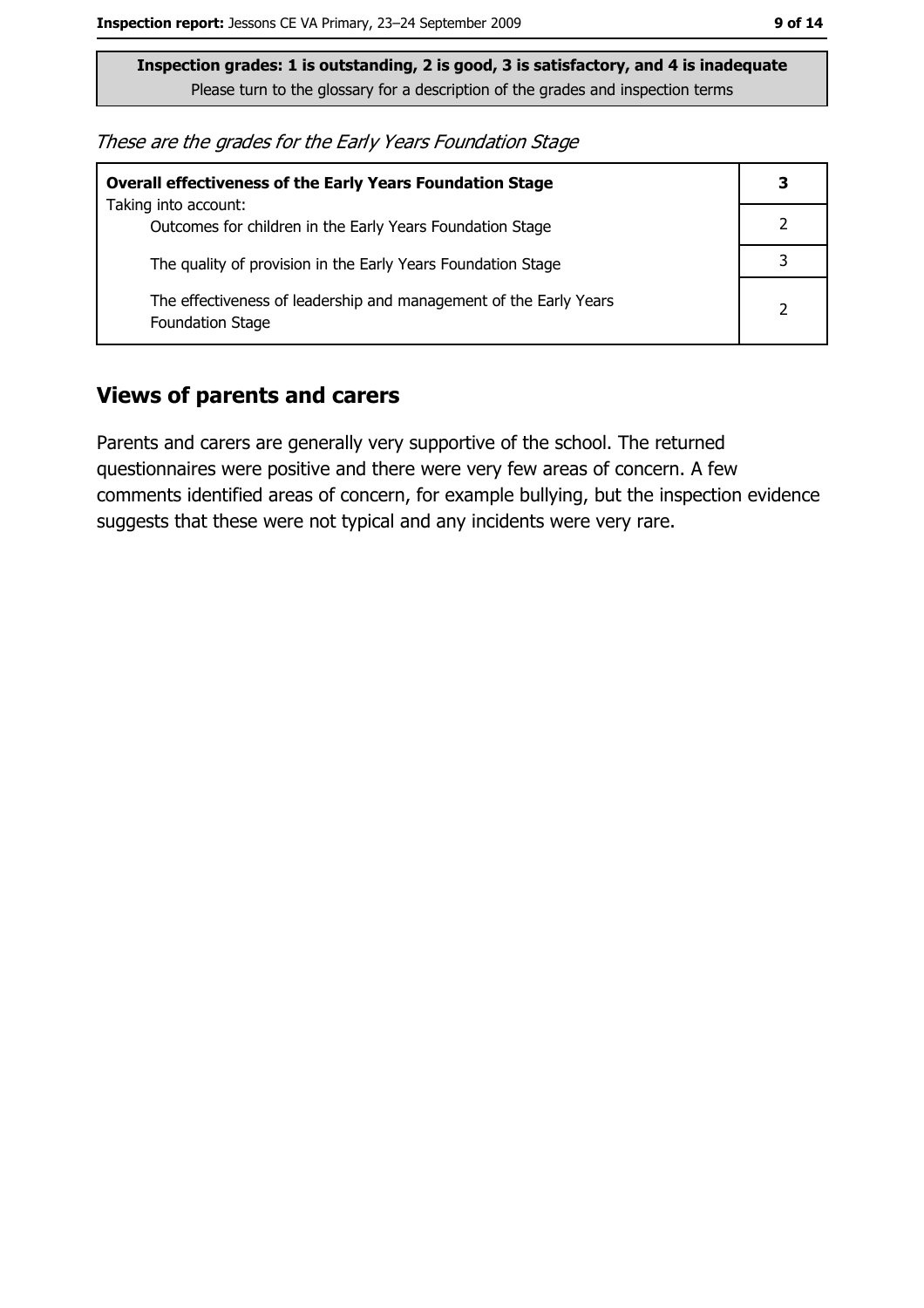**Inspection grades: 1 is outstanding, 2 is good, 3 is satisfactory, and 4 is inadequate**
Please turn to the glossary for a description of the grades and inspection terms

*These are the grades for the Early Years Foundation Stage*

| **Overall effectiveness of the Early Years Foundation Stage** | **3** |
|---|---|
| Taking into account: Outcomes for children in the Early Years Foundation Stage | 2 |
| The quality of provision in the Early Years Foundation Stage | 3 |
| The effectiveness of leadership and management of the Early Years Foundation Stage | 2 |

## Views of parents and carers

Parents and carers are generally very supportive of the school. The returned questionnaires were positive and there were very few areas of concern. A few comments identified areas of concern, for example bullying, but the inspection evidence suggests that these were not typical and any incidents were very rare.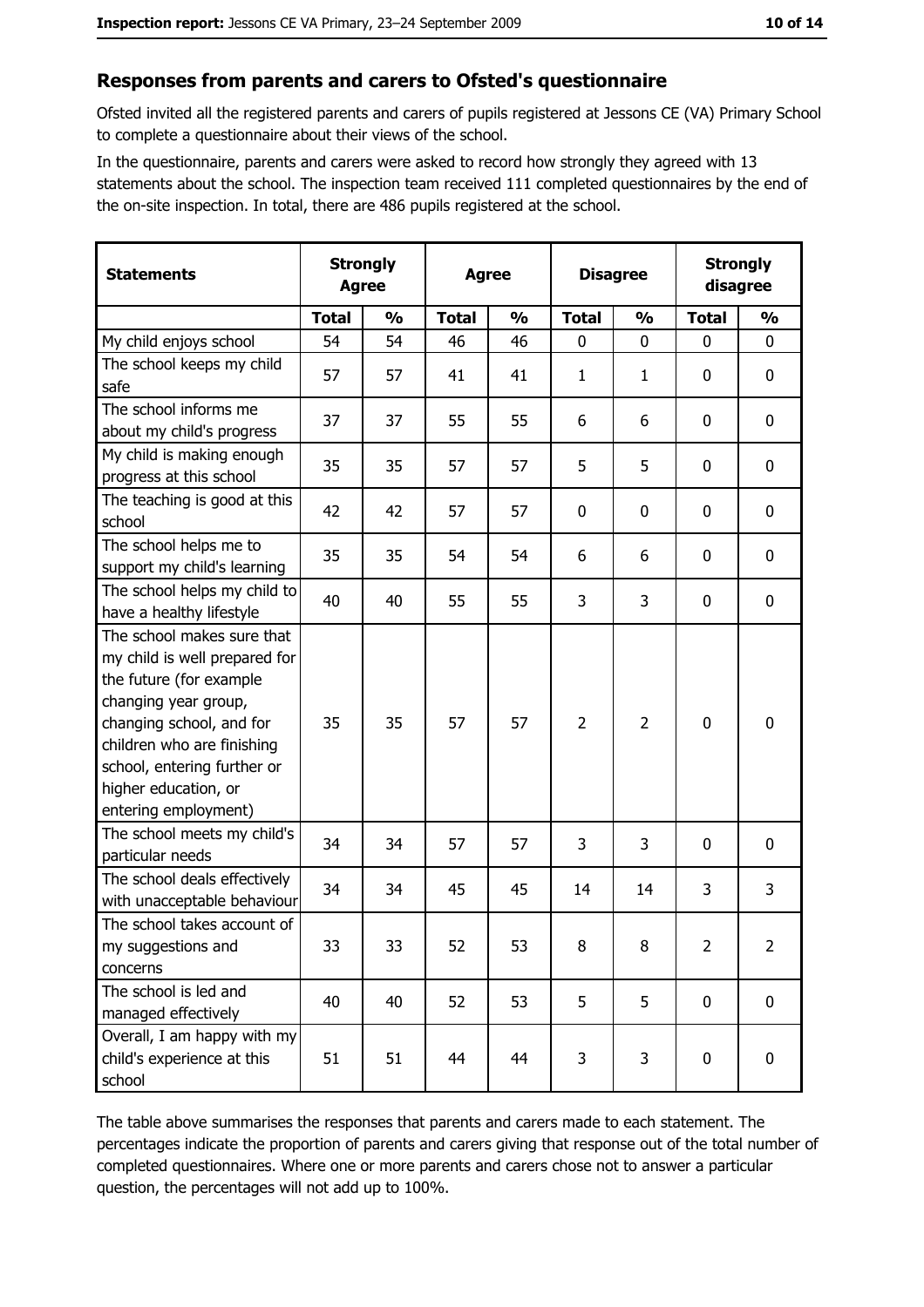## Responses from parents and carers to Ofsted's questionnaire

Ofsted invited all the registered parents and carers of pupils registered at Jessons CE (VA) Primary School to complete a questionnaire about their views of the school.

In the questionnaire, parents and carers were asked to record how strongly they agreed with 13 statements about the school. The inspection team received 111 completed questionnaires by the end of the on-site inspection. In total, there are 486 pupils registered at the school.

| Statements | Strongly Agree | | Agree | | Disagree | | Strongly disagree | |
|---|---|---|---|---|---|---|---|---|
| | Total | % | Total | % | Total | % | Total | % |
| My child enjoys school | 54 | 54 | 46 | 46 | 0 | 0 | 0 | 0 |
| The school keeps my child safe | 57 | 57 | 41 | 41 | 1 | 1 | 0 | 0 |
| The school informs me about my child's progress | 37 | 37 | 55 | 55 | 6 | 6 | 0 | 0 |
| My child is making enough progress at this school | 35 | 35 | 57 | 57 | 5 | 5 | 0 | 0 |
| The teaching is good at this school | 42 | 42 | 57 | 57 | 0 | 0 | 0 | 0 |
| The school helps me to support my child's learning | 35 | 35 | 54 | 54 | 6 | 6 | 0 | 0 |
| The school helps my child to have a healthy lifestyle | 40 | 40 | 55 | 55 | 3 | 3 | 0 | 0 |
| The school makes sure that my child is well prepared for the future (for example changing year group, changing school, and for children who are finishing school, entering further or higher education, or entering employment) | 35 | 35 | 57 | 57 | 2 | 2 | 0 | 0 |
| The school meets my child's particular needs | 34 | 34 | 57 | 57 | 3 | 3 | 0 | 0 |
| The school deals effectively with unacceptable behaviour | 34 | 34 | 45 | 45 | 14 | 14 | 3 | 3 |
| The school takes account of my suggestions and concerns | 33 | 33 | 52 | 53 | 8 | 8 | 2 | 2 |
| The school is led and managed effectively | 40 | 40 | 52 | 53 | 5 | 5 | 0 | 0 |
| Overall, I am happy with my child's experience at this school | 51 | 51 | 44 | 44 | 3 | 3 | 0 | 0 |

The table above summarises the responses that parents and carers made to each statement. The percentages indicate the proportion of parents and carers giving that response out of the total number of completed questionnaires. Where one or more parents and carers chose not to answer a particular question, the percentages will not add up to 100%.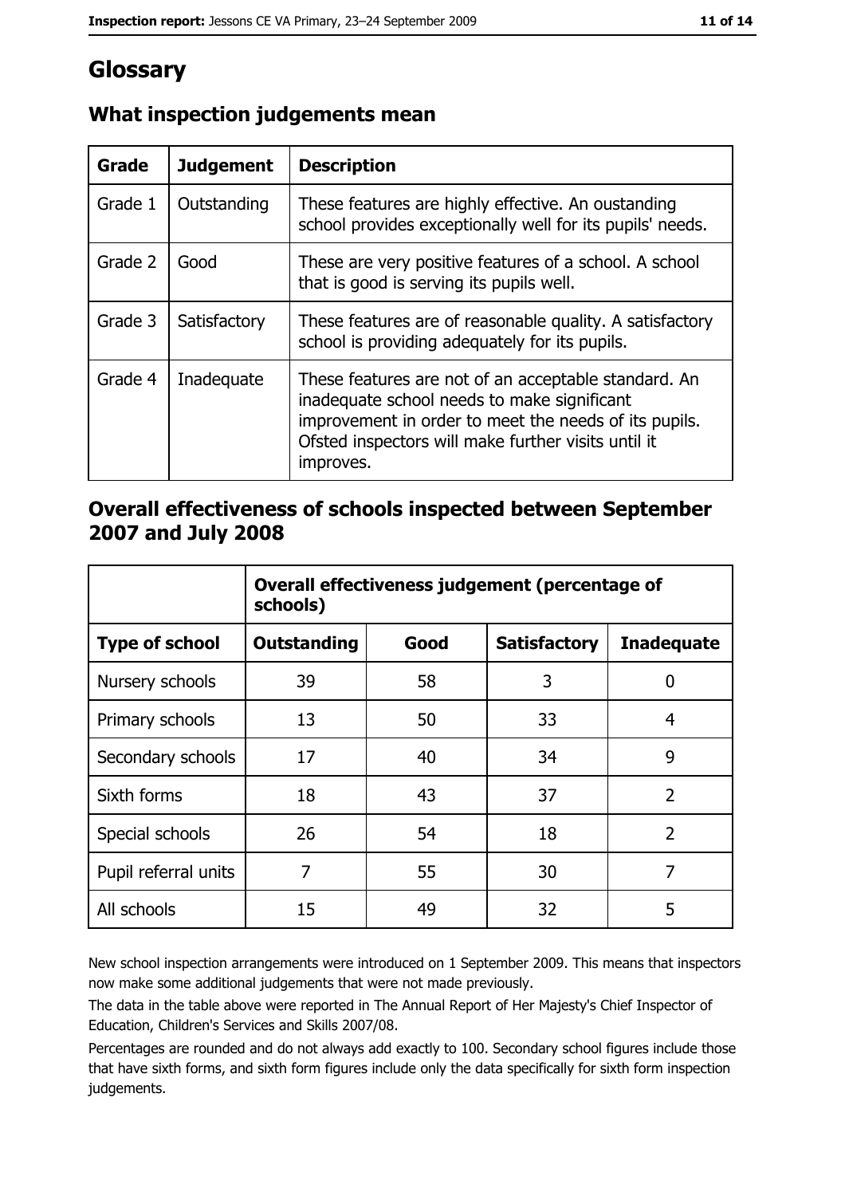# Glossary

## What inspection judgements mean

| Grade | Judgement | Description |
|---|---|---|
| Grade 1 | Outstanding | These features are highly effective. An oustanding school provides exceptionally well for its pupils' needs. |
| Grade 2 | Good | These are very positive features of a school. A school that is good is serving its pupils well. |
| Grade 3 | Satisfactory | These features are of reasonable quality. A satisfactory school is providing adequately for its pupils. |
| Grade 4 | Inadequate | These features are not of an acceptable standard. An inadequate school needs to make significant improvement in order to meet the needs of its pupils. Ofsted inspectors will make further visits until it improves. |

## Overall effectiveness of schools inspected between September 2007 and July 2008

| | Overall effectiveness judgement (percentage of schools) | | | |
|---|---|---|---|---|
| **Type of school** | **Outstanding** | **Good** | **Satisfactory** | **Inadequate** |
| Nursery schools | 39 | 58 | 3 | 0 |
| Primary schools | 13 | 50 | 33 | 4 |
| Secondary schools | 17 | 40 | 34 | 9 |
| Sixth forms | 18 | 43 | 37 | 2 |
| Special schools | 26 | 54 | 18 | 2 |
| Pupil referral units | 7 | 55 | 30 | 7 |
| All schools | 15 | 49 | 32 | 5 |

New school inspection arrangements were introduced on 1 September 2009. This means that inspectors now make some additional judgements that were not made previously.

The data in the table above were reported in The Annual Report of Her Majesty's Chief Inspector of Education, Children's Services and Skills 2007/08.

Percentages are rounded and do not always add exactly to 100. Secondary school figures include those that have sixth forms, and sixth form figures include only the data specifically for sixth form inspection judgements.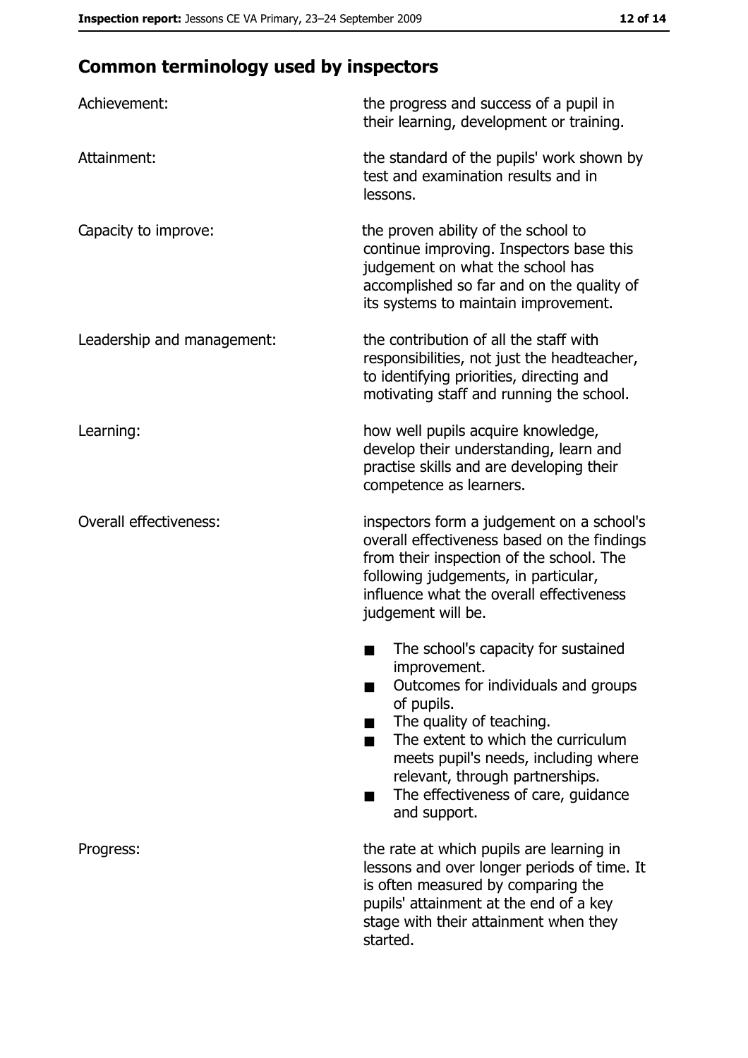## Common terminology used by inspectors

| | |
|---|---|
| Achievement: | the progress and success of a pupil in their learning, development or training. |
| Attainment: | the standard of the pupils' work shown by test and examination results and in lessons. |
| Capacity to improve: | the proven ability of the school to continue improving. Inspectors base this judgement on what the school has accomplished so far and on the quality of its systems to maintain improvement. |
| Leadership and management: | the contribution of all the staff with responsibilities, not just the headteacher, to identifying priorities, directing and motivating staff and running the school. |
| Learning: | how well pupils acquire knowledge, develop their understanding, learn and practise skills and are developing their competence as learners. |
| Overall effectiveness: | inspectors form a judgement on a school's overall effectiveness based on the findings from their inspection of the school. The following judgements, in particular, influence what the overall effectiveness judgement will be.<br>■ The school's capacity for sustained improvement.<br>■ Outcomes for individuals and groups of pupils.<br>■ The quality of teaching.<br>■ The extent to which the curriculum meets pupil's needs, including where relevant, through partnerships.<br>■ The effectiveness of care, guidance and support. |
| Progress: | the rate at which pupils are learning in lessons and over longer periods of time. It is often measured by comparing the pupils' attainment at the end of a key stage with their attainment when they started. |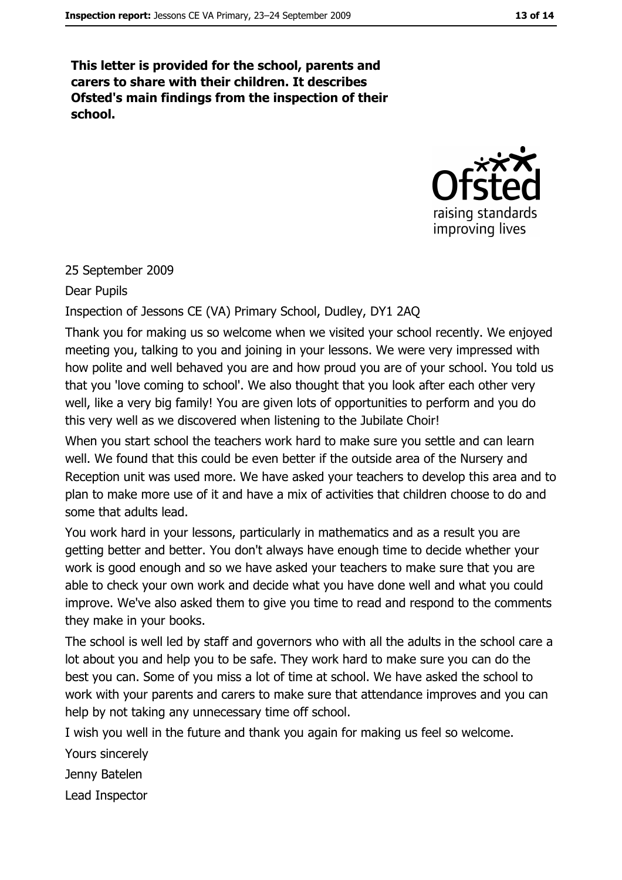**This letter is provided for the school, parents and carers to share with their children. It describes Ofsted's main findings from the inspection of their school.**

25 September 2009

Dear Pupils

Inspection of Jessons CE (VA) Primary School, Dudley, DY1 2AQ

Thank you for making us so welcome when we visited your school recently. We enjoyed meeting you, talking to you and joining in your lessons. We were very impressed with how polite and well behaved you are and how proud you are of your school. You told us that you 'love coming to school'. We also thought that you look after each other very well, like a very big family! You are given lots of opportunities to perform and you do this very well as we discovered when listening to the Jubilate Choir!

When you start school the teachers work hard to make sure you settle and can learn well. We found that this could be even better if the outside area of the Nursery and Reception unit was used more. We have asked your teachers to develop this area and to plan to make more use of it and have a mix of activities that children choose to do and some that adults lead.

You work hard in your lessons, particularly in mathematics and as a result you are getting better and better. You don't always have enough time to decide whether your work is good enough and so we have asked your teachers to make sure that you are able to check your own work and decide what you have done well and what you could improve. We've also asked them to give you time to read and respond to the comments they make in your books.

The school is well led by staff and governors who with all the adults in the school care a lot about you and help you to be safe. They work hard to make sure you can do the best you can. Some of you miss a lot of time at school. We have asked the school to work with your parents and carers to make sure that attendance improves and you can help by not taking any unnecessary time off school.

I wish you well in the future and thank you again for making us feel so welcome.

Yours sincerely

Jenny Batelen

Lead Inspector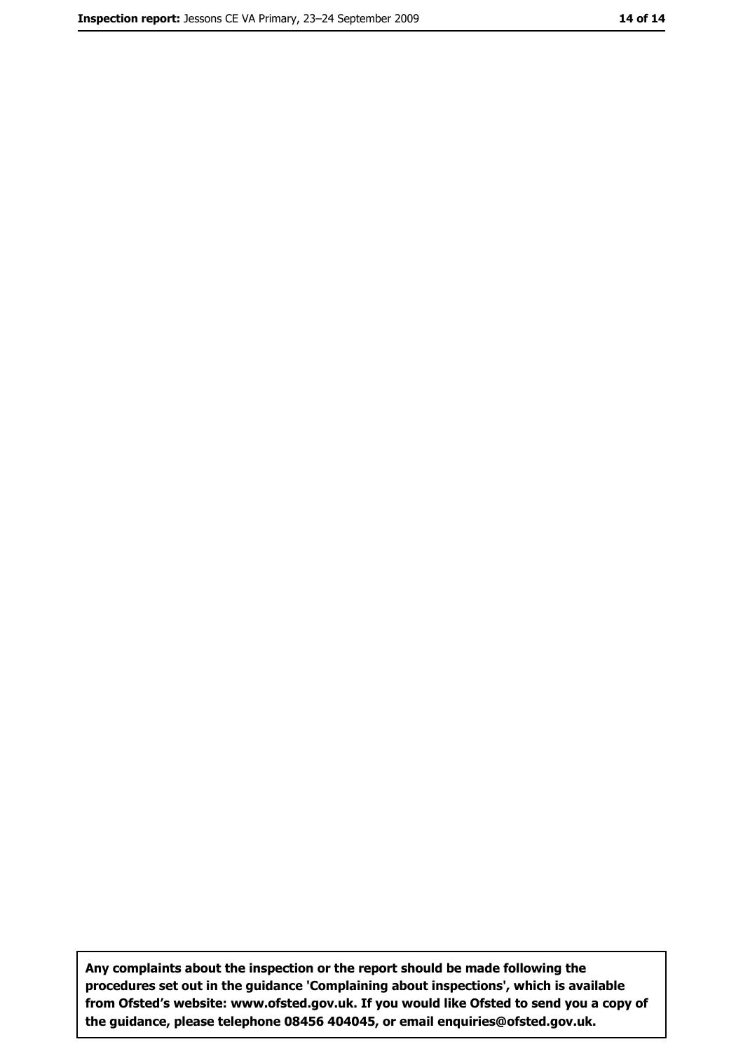**Any complaints about the inspection or the report should be made following the procedures set out in the guidance 'Complaining about inspections', which is available from Ofsted's website: www.ofsted.gov.uk. If you would like Ofsted to send you a copy of the guidance, please telephone 08456 404045, or email enquiries@ofsted.gov.uk.**